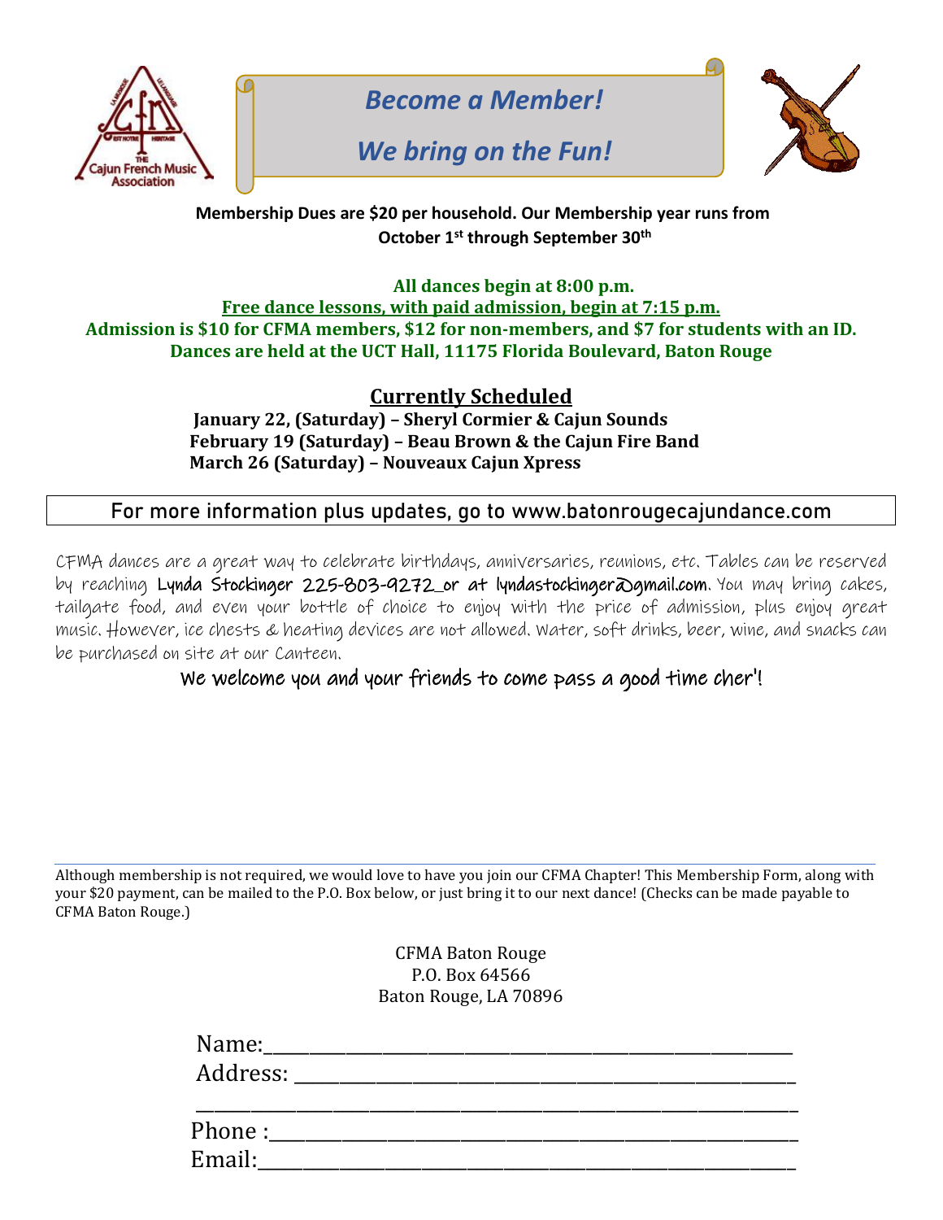# Become a Member!

# We bring on the Fun!

**Membership Dues are $20 per household. Our Membership year runs from October 1st through September 30th**

**All dances begin at 8:00 p.m.**
**Free dance lessons, with paid admission, begin at 7:15 p.m.**
**Admission is $10 for CFMA members, $12 for non-members, and $7 for students with an ID.**
**Dances are held at the UCT Hall, 11175 Florida Boulevard, Baton Rouge**

## Currently Scheduled

**January 22, (Saturday) – Sheryl Cormier & Cajun Sounds**
**February 19 (Saturday) – Beau Brown & the Cajun Fire Band**
**March 26 (Saturday) – Nouveaux Cajun Xpress**

For more information plus updates, go to www.batonrougecajundance.com

CFMA dances are a great way to celebrate birthdays, anniversaries, reunions, etc. Tables can be reserved by reaching Lynda Stockinger 225-803-9272 or at lyndastockinger@gmail.com. You may bring cakes, tailgate food, and even your bottle of choice to enjoy with the price of admission, plus enjoy great music. However, ice chests & heating devices are not allowed. Water, soft drinks, beer, wine, and snacks can be purchased on site at our Canteen.

We welcome you and your friends to come pass a good time cher'!

---

Although membership is not required, we would love to have you join our CFMA Chapter! This Membership Form, along with your $20 payment, can be mailed to the P.O. Box below, or just bring it to our next dance! (Checks can be made payable to CFMA Baton Rouge.)

CFMA Baton Rouge
P.O. Box 64566
Baton Rouge, LA 70896

Name:______________________________________________
Address: ____________________________________________
_________________________________________________
Phone :_____________________________________________
Email:______________________________________________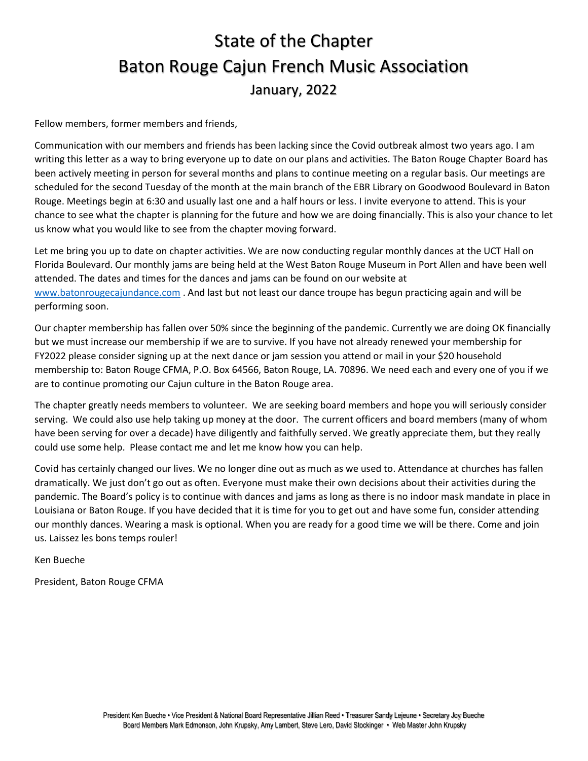# State of the Chapter
# Baton Rouge Cajun French Music Association
## January, 2022

Fellow members, former members and friends,

Communication with our members and friends has been lacking since the Covid outbreak almost two years ago. I am writing this letter as a way to bring everyone up to date on our plans and activities. The Baton Rouge Chapter Board has been actively meeting in person for several months and plans to continue meeting on a regular basis. Our meetings are scheduled for the second Tuesday of the month at the main branch of the EBR Library on Goodwood Boulevard in Baton Rouge. Meetings begin at 6:30 and usually last one and a half hours or less. I invite everyone to attend. This is your chance to see what the chapter is planning for the future and how we are doing financially. This is also your chance to let us know what you would like to see from the chapter moving forward.

Let me bring you up to date on chapter activities. We are now conducting regular monthly dances at the UCT Hall on Florida Boulevard. Our monthly jams are being held at the West Baton Rouge Museum in Port Allen and have been well attended. The dates and times for the dances and jams can be found on our website at www.batonrougecajundance.com . And last but not least our dance troupe has begun practicing again and will be performing soon.

Our chapter membership has fallen over 50% since the beginning of the pandemic. Currently we are doing OK financially but we must increase our membership if we are to survive. If you have not already renewed your membership for FY2022 please consider signing up at the next dance or jam session you attend or mail in your $20 household membership to: Baton Rouge CFMA, P.O. Box 64566, Baton Rouge, LA. 70896. We need each and every one of you if we are to continue promoting our Cajun culture in the Baton Rouge area.

The chapter greatly needs members to volunteer. We are seeking board members and hope you will seriously consider serving. We could also use help taking up money at the door. The current officers and board members (many of whom have been serving for over a decade) have diligently and faithfully served. We greatly appreciate them, but they really could use some help. Please contact me and let me know how you can help.

Covid has certainly changed our lives. We no longer dine out as much as we used to. Attendance at churches has fallen dramatically. We just don't go out as often. Everyone must make their own decisions about their activities during the pandemic. The Board's policy is to continue with dances and jams as long as there is no indoor mask mandate in place in Louisiana or Baton Rouge. If you have decided that it is time for you to get out and have some fun, consider attending our monthly dances. Wearing a mask is optional. When you are ready for a good time we will be there. Come and join us. Laissez les bons temps rouler!

Ken Bueche

President, Baton Rouge CFMA

President Ken Bueche • Vice President & National Board Representative Jillian Reed • Treasurer Sandy Lejeune • Secretary Joy Bueche
Board Members Mark Edmonson, John Krupsky, Amy Lambert, Steve Lero, David Stockinger • Web Master John Krupsky